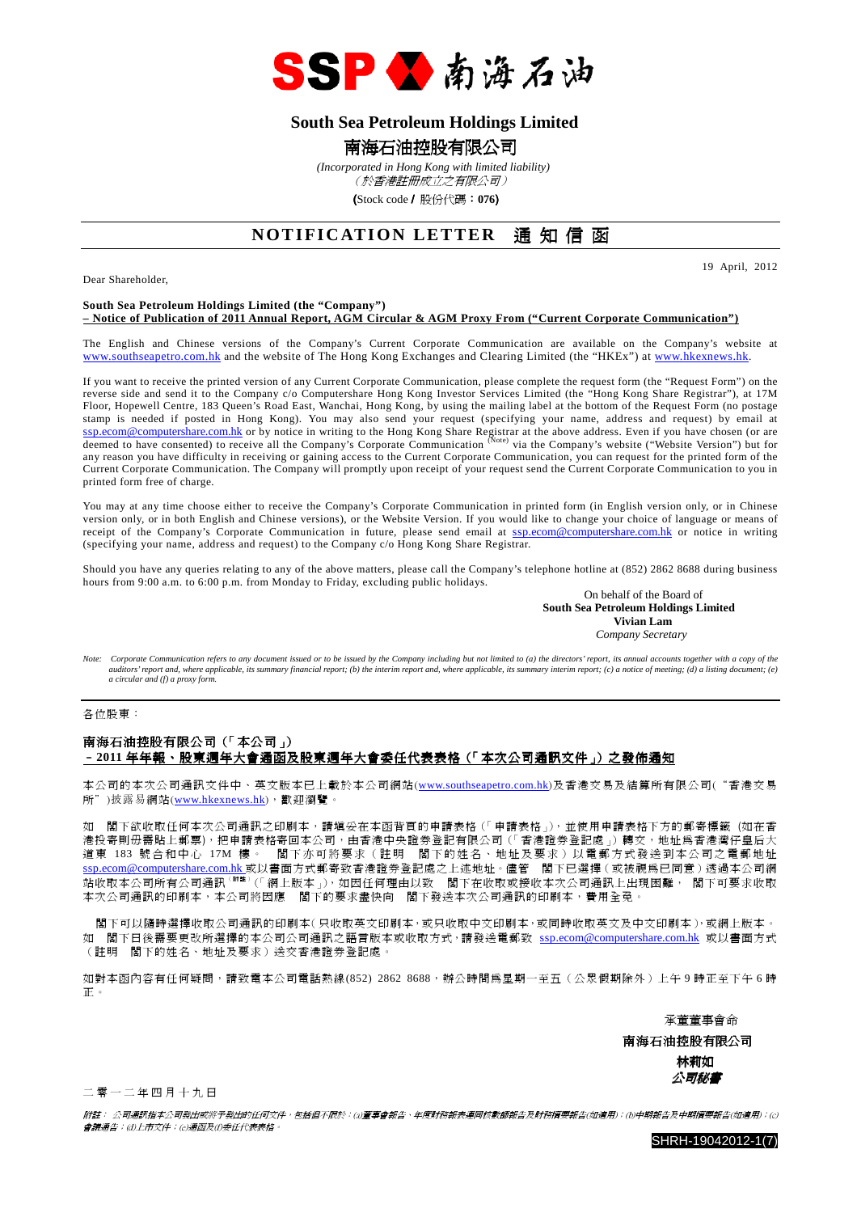SSP 南海石油

# South Sea Petroleum Holdings Limited

# 南海石油控股有限公司

*(Incorporated in Hong Kong with limited liability)*
*（於香港註冊成立之有限公司）*

**(**Stock code **/** 股份代碼：**076)**

## NOTIFICATION LETTER 通知信函

19 April, 2012

Dear Shareholder,

**South Sea Petroleum Holdings Limited (the "Company")**
**– Notice of Publication of 2011 Annual Report, AGM Circular & AGM Proxy From ("Current Corporate Communication")**

The English and Chinese versions of the Company's Current Corporate Communication are available on the Company's website at www.southseapetro.com.hk and the website of The Hong Kong Exchanges and Clearing Limited (the "HKEx") at www.hkexnews.hk.

If you want to receive the printed version of any Current Corporate Communication, please complete the request form (the "Request Form") on the reverse side and send it to the Company c/o Computershare Hong Kong Investor Services Limited (the "Hong Kong Share Registrar"), at 17M Floor, Hopewell Centre, 183 Queen's Road East, Wanchai, Hong Kong, by using the mailing label at the bottom of the Request Form (no postage stamp is needed if posted in Hong Kong). You may also send your request (specifying your name, address and request) by email at ssp.ecom@computershare.com.hk or by notice in writing to the Hong Kong Share Registrar at the above address. Even if you have chosen (or are deemed to have consented) to receive all the Company's Corporate Communication (Note) via the Company's website ("Website Version") but for any reason you have difficulty in receiving or gaining access to the Current Corporate Communication, you can request for the printed form of the Current Corporate Communication. The Company will promptly upon receipt of your request send the Current Corporate Communication to you in printed form free of charge.

You may at any time choose either to receive the Company's Corporate Communication in printed form (in English version only, or in Chinese version only, or in both English and Chinese versions), or the Website Version. If you would like to change your choice of language or means of receipt of the Company's Corporate Communication in future, please send email at ssp.ecom@computershare.com.hk or notice in writing (specifying your name, address and request) to the Company c/o Hong Kong Share Registrar.

Should you have any queries relating to any of the above matters, please call the Company's telephone hotline at (852) 2862 8688 during business hours from 9:00 a.m. to 6:00 p.m. from Monday to Friday, excluding public holidays.

On behalf of the Board of
**South Sea Petroleum Holdings Limited**
**Vivian Lam**
*Company Secretary*

*Note: Corporate Communication refers to any document issued or to be issued by the Company including but not limited to (a) the directors' report, its annual accounts together with a copy of the auditors' report and, where applicable, its summary financial report; (b) the interim report and, where applicable, its summary interim report; (c) a notice of meeting; (d) a listing document; (e) a circular and (f) a proxy form.*

---

各位股東：

**南海石油控股有限公司（「本公司」）**
**–2011年年報、股東週年大會通函及股東週年大會委任代表表格（「本次公司通訊文件」）之發佈通知**

本公司的本次公司通訊文件中、英文版本已上載於本公司網站(www.southseapetro.com.hk)及香港交易及結算所有限公司("香港交易所")披露易網站(www.hkexnews.hk)，歡迎瀏覽。

如 閣下欲收取任何本次公司通訊之印刷本，請填妥在本函背頁的申請表格（「申請表格」），並使用申請表格下方的郵寄標籤（如在香港投寄則毋需貼上郵票），把申請表格寄回本公司，由香港中央證券登記有限公司（「香港證券登記處」）轉交，地址為香港灣仔皇后大道東183號合和中心17M樓。 閣下亦可將要求（註明 閣下的姓名、地址及要求）以電郵方式發送到本公司之電郵地址ssp.ecom@computershare.com.hk或以書面方式郵寄致香港證券登記處之上述地址。儘管 閣下已選擇（或被視為已同意）透過本公司網站收取本公司所有公司通訊（附註）（「網上版本」），如因任何理由以致 閣下在收取或接收本次公司通訊上出現困難， 閣下可要求收取本次公司通訊的印刷本，本公司將因應 閣下的要求盡快向 閣下發送本次公司通訊的印刷本，費用全免。

閣下可以隨時選擇收取公司通訊的印刷本(只收取英文印刷本，或只收取中文印刷本，或同時收取英文及中文印刷本)，或網上版本。如 閣下日後需要更改所選擇的本公司公司通訊之語言版本或收取方式，請發送電郵致ssp.ecom@computershare.com.hk或以書面方式（註明 閣下的姓名、地址及要求）送交香港證券登記處。

如對本函內容有任何疑問，請致電本公司電話熱線(852) 2862 8688，辦公時間為星期一至五（公眾假期除外）上午9時正至下午6時正。

承董事會命
**南海石油控股有限公司**
**林莉如**
***公司秘書***

二零一二年四月十九日

*附註： 公司通訊指本公司發出或將予發出的任何文件，包括但不限於：(a)董事會報告、年度財務報表連同核數師報告及財務摘要報告(如適用)；(b)中期報告及中期摘要報告(如適用)；(c)會議通告；(d)上市文件；(e)通函及(f)委任代表表格。*

SHRH-19042012-1(7)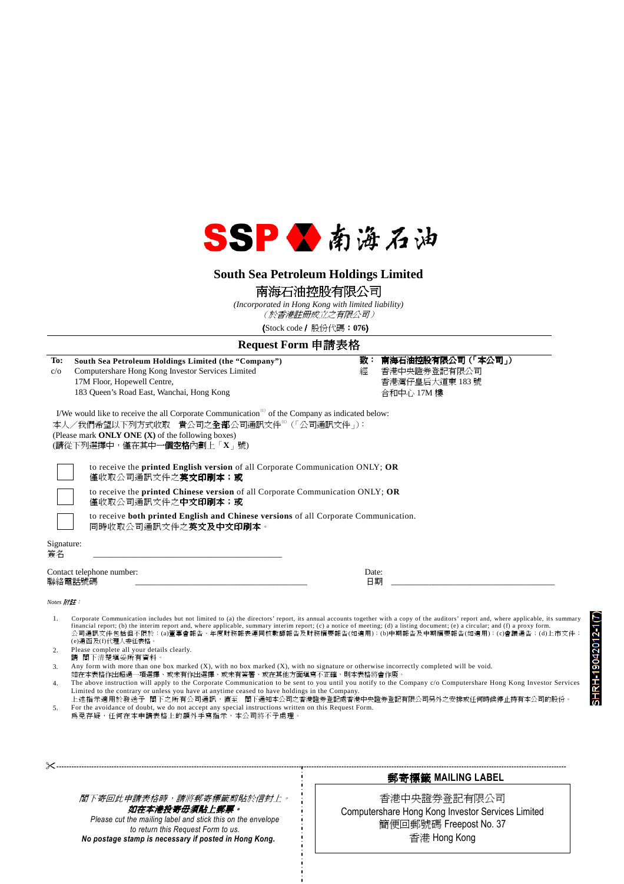SSP 南海石油

# South Sea Petroleum Holdings Limited

# 南海石油控股有限公司

*(Incorporated in Hong Kong with limited liability)*
*（於香港註冊成立之有限公司）*

**(**Stock code **/** 股份代碼：**076)**

## Request Form 申請表格

**To:** **South Sea Petroleum Holdings Limited (the "Company")**
c/o Computershare Hong Kong Investor Services Limited
17M Floor, Hopewell Centre,
183 Queen's Road East, Wanchai, Hong Kong

**致：** **南海石油控股有限公司（「本公司」）**
經 香港中央證券登記有限公司
香港灣仔皇后大道東 183 號
合和中心 17M 樓

I/We would like to receive the all Corporate Communication[1] of the Company as indicated below:
本人／我們希望以下列方式收取 貴公司之**全部**公司通訊文件[1]（「公司通訊文件」）：
(Please mark **ONLY ONE (X)** of the following boxes)
(請從下列選擇中，僅在其中**一個空格**內劃上「**X**」號)

☐ to receive the **printed English version** of all Corporate Communication ONLY; **OR**
僅收取公司通訊文件之**英文印刷本；或**

☐ to receive the **printed Chinese version** of all Corporate Communication ONLY; **OR**
僅收取公司通訊文件之**中文印刷本；或**

☐ to receive **both printed English and Chinese versions** of all Corporate Communication.
同時收取公司通訊文件之**英文及中文印刷本**。

Signature:
簽名 ________________________________

Contact telephone number:
聯絡電話號碼 ________________________________

Date:
日期 ________________________________

*Notes 附註：*

1. Corporate Communication includes but not limited to (a) the directors' report, its annual accounts together with a copy of the auditors' report and, where applicable, its summary financial report; (b) the interim report and, where applicable, summary interim report; (c) a notice of meeting; (d) a listing document; (e) a circular; and (f) a proxy form.
公司通訊文件包括但不限於：(a)董事會報告、年度財務報表連同核數師報告及財務摘要報告(如適用)；(b)中期報告及中期摘要報告(如適用)；(c)會議通告；(d)上市文件；(e)通函及(f)代理人委任表格。
2. Please complete all your details clearly.
請 閣下清楚填妥所有資料。
3. Any form with more than one box marked (X), with no box marked (X), with no signature or otherwise incorrectly completed will be void.
如在本表格作出超過一項選擇、或未有作出選擇、或未有簽署、或在其他方面填寫不正確，則本表格將會作廢。
4. The above instruction will apply to the Corporate Communication to be sent to you until you notify to the Company c/o Computershare Hong Kong Investor Services Limited to the contrary or unless you have at anytime ceased to have holdings in the Company.
上述指示適用於發送予 閣下之所有公司通訊，直至 閣下通知本公司之香港證券登記處香港中央證券登記有限公司另外之安排或任何時候停止持有本公司的股份。
5. For the avoidance of doubt, we do not accept any special instructions written on this Request Form.
為免存疑，任何在本申請表格上的額外手寫指示，本公司將不予處理。

SHRH-19042012-1(7)

✂-----------------------------------------------------------------------

*閣下寄回此申請表格時，請將郵寄標籤剪貼於信封上。*
***如在本港投寄毋須貼上郵票。***
*Please cut the mailing label and stick this on the envelope to return this Request Form to us.*
***No postage stamp is necessary if posted in Hong Kong.***

**郵寄標籤 MAILING LABEL**

香港中央證券登記有限公司
Computershare Hong Kong Investor Services Limited
簡便回郵號碼 Freepost No. 37
香港 Hong Kong